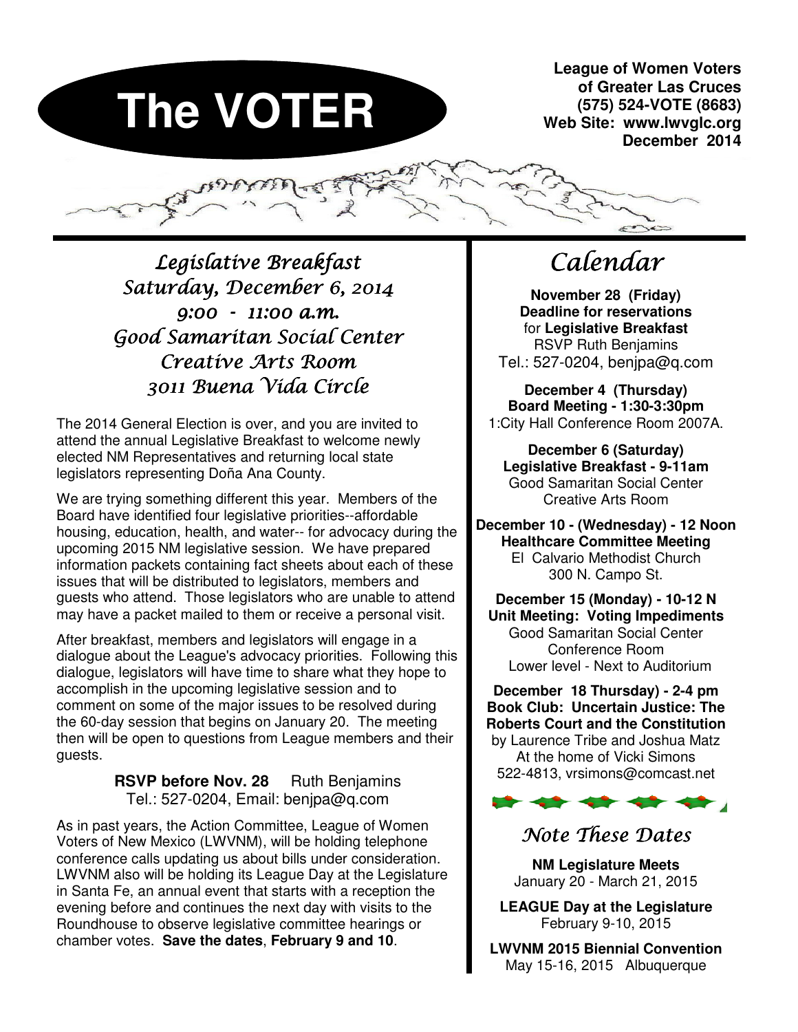# The VOTER

**League of Women Voters of Greater Las Cruces**
**(575) 524-VOTE (8683)**
**Web Site: www.lwvglc.org**
**December 2014**

## *Legislative Breakfast*
## *Saturday, December 6, 2014*
## *9:00 - 11:00 a.m.*
## *Good Samaritan Social Center*
## *Creative Arts Room*
## *3011 Buena Vida Circle*

The 2014 General Election is over, and you are invited to attend the annual Legislative Breakfast to welcome newly elected NM Representatives and returning local state legislators representing Doña Ana County.

We are trying something different this year. Members of the Board have identified four legislative priorities--affordable housing, education, health, and water-- for advocacy during the upcoming 2015 NM legislative session. We have prepared information packets containing fact sheets about each of these issues that will be distributed to legislators, members and guests who attend. Those legislators who are unable to attend may have a packet mailed to them or receive a personal visit.

After breakfast, members and legislators will engage in a dialogue about the League's advocacy priorities. Following this dialogue, legislators will have time to share what they hope to accomplish in the upcoming legislative session and to comment on some of the major issues to be resolved during the 60-day session that begins on January 20. The meeting then will be open to questions from League members and their guests.

**RSVP before Nov. 28** Ruth Benjamins
Tel.: 527-0204, Email: benjpa@q.com

As in past years, the Action Committee, League of Women Voters of New Mexico (LWVNM), will be holding telephone conference calls updating us about bills under consideration. LWVNM also will be holding its League Day at the Legislature in Santa Fe, an annual event that starts with a reception the evening before and continues the next day with visits to the Roundhouse to observe legislative committee hearings or chamber votes. **Save the dates**, **February 9 and 10**.

## *Calendar*

**November 28 (Friday)**
**Deadline for reservations**
for **Legislative Breakfast**
RSVP Ruth Benjamins
Tel.: 527-0204, benjpa@q.com

**December 4 (Thursday)**
**Board Meeting - 1:30-3:30pm**
1:City Hall Conference Room 2007A.

**December 6 (Saturday)**
**Legislative Breakfast - 9-11am**
Good Samaritan Social Center
Creative Arts Room

**December 10 - (Wednesday) - 12 Noon**
**Healthcare Committee Meeting**
El Calvario Methodist Church
300 N. Campo St.

**December 15 (Monday) - 10-12 N**
**Unit Meeting: Voting Impediments**
Good Samaritan Social Center
Conference Room
Lower level - Next to Auditorium

**December 18 Thursday) - 2-4 pm**
**Book Club: Uncertain Justice: The Roberts Court and the Constitution**
by Laurence Tribe and Joshua Matz
At the home of Vicki Simons
522-4813, vrsimons@comcast.net

### *Note These Dates*

**NM Legislature Meets**
January 20 - March 21, 2015

**LEAGUE Day at the Legislature**
February 9-10, 2015

**LWVNM 2015 Biennial Convention**
May 15-16, 2015 Albuquerque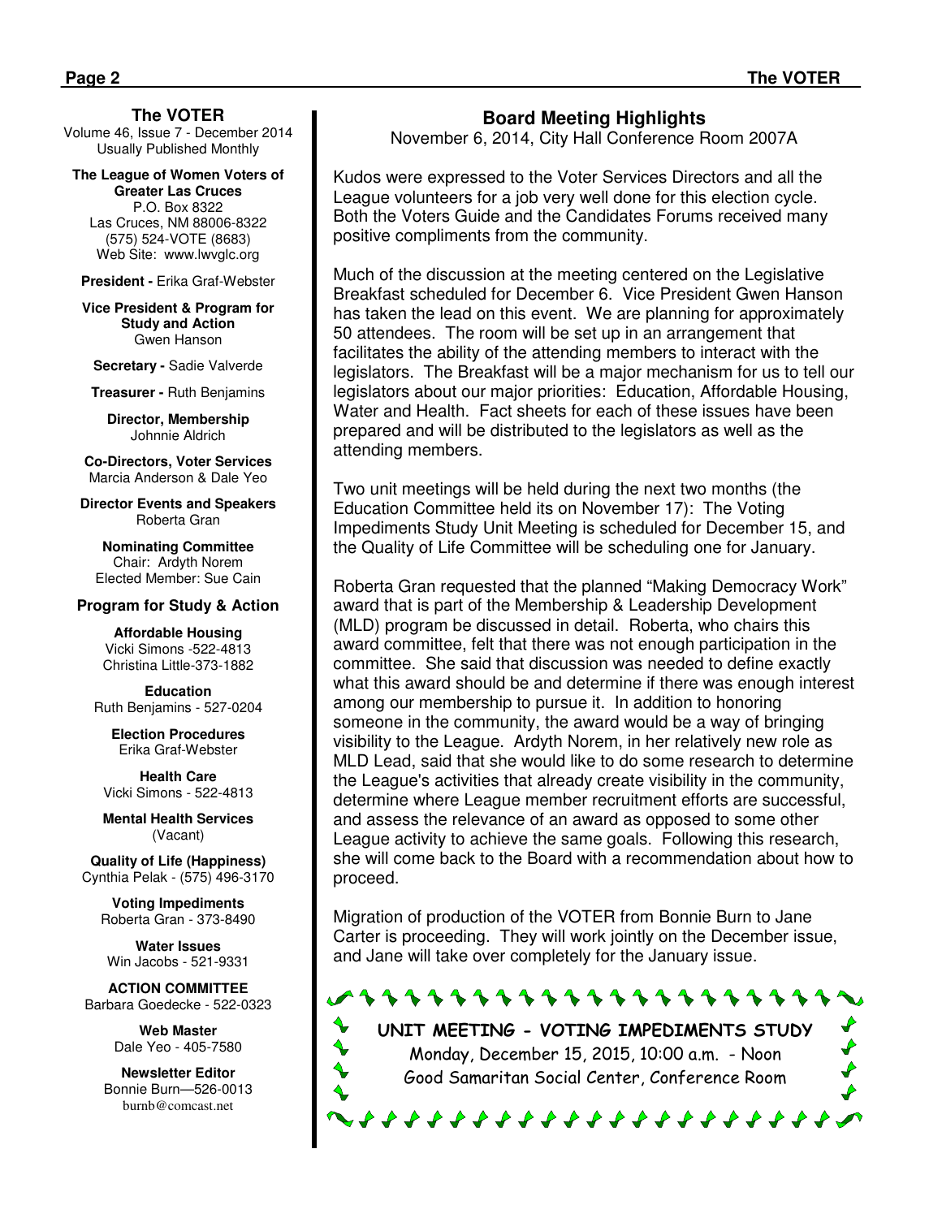**The VOTER**
Volume 46, Issue 7 - December 2014
Usually Published Monthly

**The League of Women Voters of Greater Las Cruces**
P.O. Box 8322
Las Cruces, NM 88006-8322
(575) 524-VOTE (8683)
Web Site: www.lwvglc.org

**President -** Erika Graf-Webster

**Vice President & Program for Study and Action**
Gwen Hanson

**Secretary -** Sadie Valverde

**Treasurer -** Ruth Benjamins

**Director, Membership**
Johnnie Aldrich

**Co-Directors, Voter Services**
Marcia Anderson & Dale Yeo

**Director Events and Speakers**
Roberta Gran

**Nominating Committee**
Chair: Ardyth Norem
Elected Member: Sue Cain

**Program for Study & Action**

**Affordable Housing**
Vicki Simons -522-4813
Christina Little-373-1882

**Education**
Ruth Benjamins - 527-0204

**Election Procedures**
Erika Graf-Webster

**Health Care**
Vicki Simons - 522-4813

**Mental Health Services**
(Vacant)

**Quality of Life (Happiness)**
Cynthia Pelak - (575) 496-3170

**Voting Impediments**
Roberta Gran - 373-8490

**Water Issues**
Win Jacobs - 521-9331

**ACTION COMMITTEE**
Barbara Goedecke - 522-0323

**Web Master**
Dale Yeo - 405-7580

**Newsletter Editor**
Bonnie Burn—526-0013
burnb@comcast.net

## Board Meeting Highlights

November 6, 2014, City Hall Conference Room 2007A

Kudos were expressed to the Voter Services Directors and all the League volunteers for a job very well done for this election cycle. Both the Voters Guide and the Candidates Forums received many positive compliments from the community.

Much of the discussion at the meeting centered on the Legislative Breakfast scheduled for December 6. Vice President Gwen Hanson has taken the lead on this event. We are planning for approximately 50 attendees. The room will be set up in an arrangement that facilitates the ability of the attending members to interact with the legislators. The Breakfast will be a major mechanism for us to tell our legislators about our major priorities: Education, Affordable Housing, Water and Health. Fact sheets for each of these issues have been prepared and will be distributed to the legislators as well as the attending members.

Two unit meetings will be held during the next two months (the Education Committee held its on November 17): The Voting Impediments Study Unit Meeting is scheduled for December 15, and the Quality of Life Committee will be scheduling one for January.

Roberta Gran requested that the planned "Making Democracy Work" award that is part of the Membership & Leadership Development (MLD) program be discussed in detail. Roberta, who chairs this award committee, felt that there was not enough participation in the committee. She said that discussion was needed to define exactly what this award should be and determine if there was enough interest among our membership to pursue it. In addition to honoring someone in the community, the award would be a way of bringing visibility to the League. Ardyth Norem, in her relatively new role as MLD Lead, said that she would like to do some research to determine the League's activities that already create visibility in the community, determine where League member recruitment efforts are successful, and assess the relevance of an award as opposed to some other League activity to achieve the same goals. Following this research, she will come back to the Board with a recommendation about how to proceed.

Migration of production of the VOTER from Bonnie Burn to Jane Carter is proceeding. They will work jointly on the December issue, and Jane will take over completely for the January issue.

**UNIT MEETING - VOTING IMPEDIMENTS STUDY**
Monday, December 15, 2015, 10:00 a.m. - Noon
Good Samaritan Social Center, Conference Room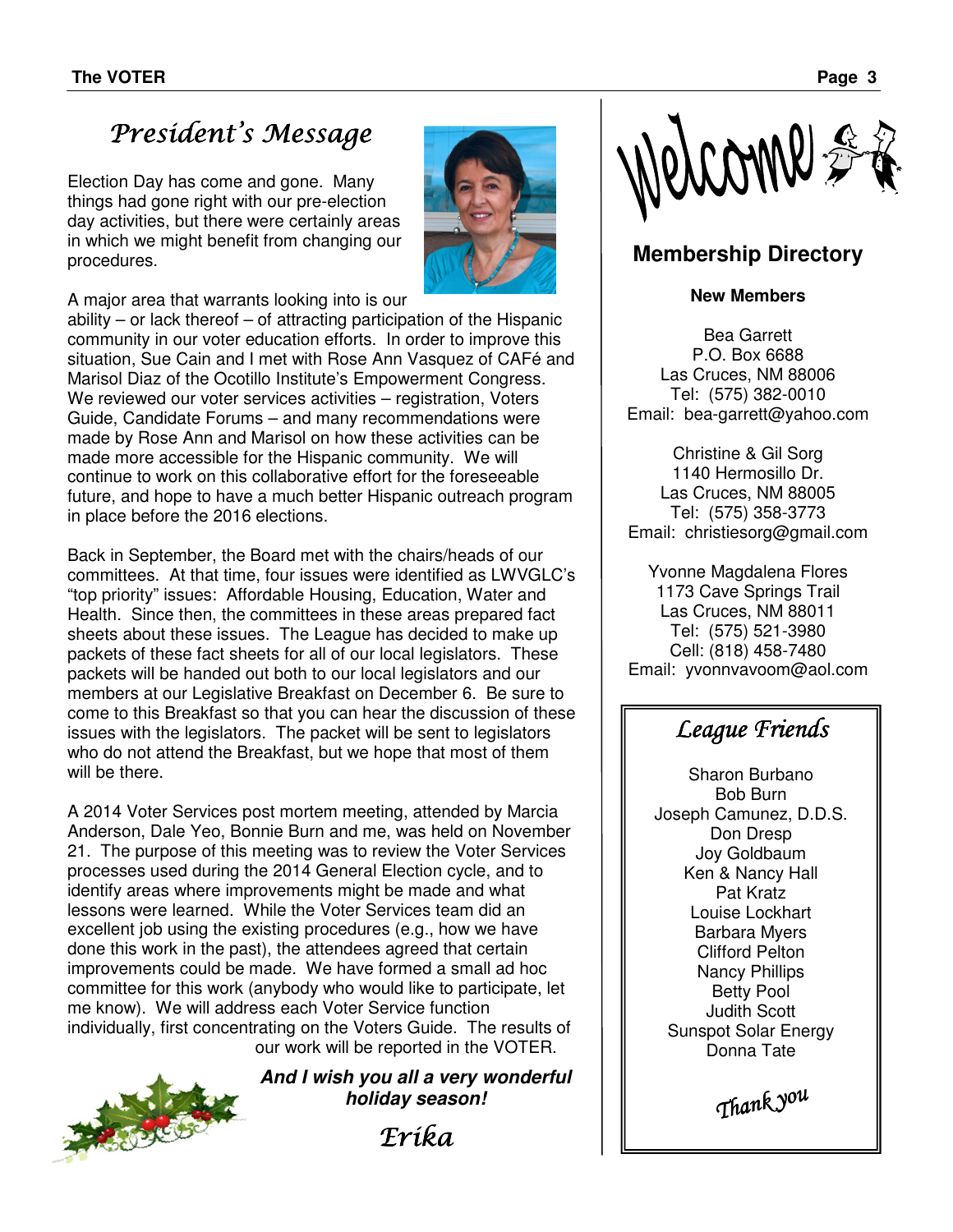# *President's Message*

Election Day has come and gone. Many things had gone right with our pre-election day activities, but there were certainly areas in which we might benefit from changing our procedures.

A major area that warrants looking into is our ability – or lack thereof – of attracting participation of the Hispanic community in our voter education efforts. In order to improve this situation, Sue Cain and I met with Rose Ann Vasquez of CAFé and Marisol Diaz of the Ocotillo Institute's Empowerment Congress. We reviewed our voter services activities – registration, Voters Guide, Candidate Forums – and many recommendations were made by Rose Ann and Marisol on how these activities can be made more accessible for the Hispanic community. We will continue to work on this collaborative effort for the foreseeable future, and hope to have a much better Hispanic outreach program in place before the 2016 elections.

Back in September, the Board met with the chairs/heads of our committees. At that time, four issues were identified as LWVGLC's "top priority" issues: Affordable Housing, Education, Water and Health. Since then, the committees in these areas prepared fact sheets about these issues. The League has decided to make up packets of these fact sheets for all of our local legislators. These packets will be handed out both to our local legislators and our members at our Legislative Breakfast on December 6. Be sure to come to this Breakfast so that you can hear the discussion of these issues with the legislators. The packet will be sent to legislators who do not attend the Breakfast, but we hope that most of them will be there.

A 2014 Voter Services post mortem meeting, attended by Marcia Anderson, Dale Yeo, Bonnie Burn and me, was held on November 21. The purpose of this meeting was to review the Voter Services processes used during the 2014 General Election cycle, and to identify areas where improvements might be made and what lessons were learned. While the Voter Services team did an excellent job using the existing procedures (e.g., how we have done this work in the past), the attendees agreed that certain improvements could be made. We have formed a small ad hoc committee for this work (anybody who would like to participate, let me know). We will address each Voter Service function individually, first concentrating on the Voters Guide. The results of our work will be reported in the VOTER.

***And I wish you all a very wonderful holiday season!***

*Erika*

# Welcome

## Membership Directory

**New Members**

Bea Garrett
P.O. Box 6688
Las Cruces, NM 88006
Tel: (575) 382-0010
Email: bea-garrett@yahoo.com

Christine & Gil Sorg
1140 Hermosillo Dr.
Las Cruces, NM 88005
Tel: (575) 358-3773
Email: christiesorg@gmail.com

Yvonne Magdalena Flores
1173 Cave Springs Trail
Las Cruces, NM 88011
Tel: (575) 521-3980
Cell: (818) 458-7480
Email: yvonnvavoom@aol.com

## *League Friends*

Sharon Burbano
Bob Burn
Joseph Camunez, D.D.S.
Don Dresp
Joy Goldbaum
Ken & Nancy Hall
Pat Kratz
Louise Lockhart
Barbara Myers
Clifford Pelton
Nancy Phillips
Betty Pool
Judith Scott
Sunspot Solar Energy
Donna Tate

*Thank you*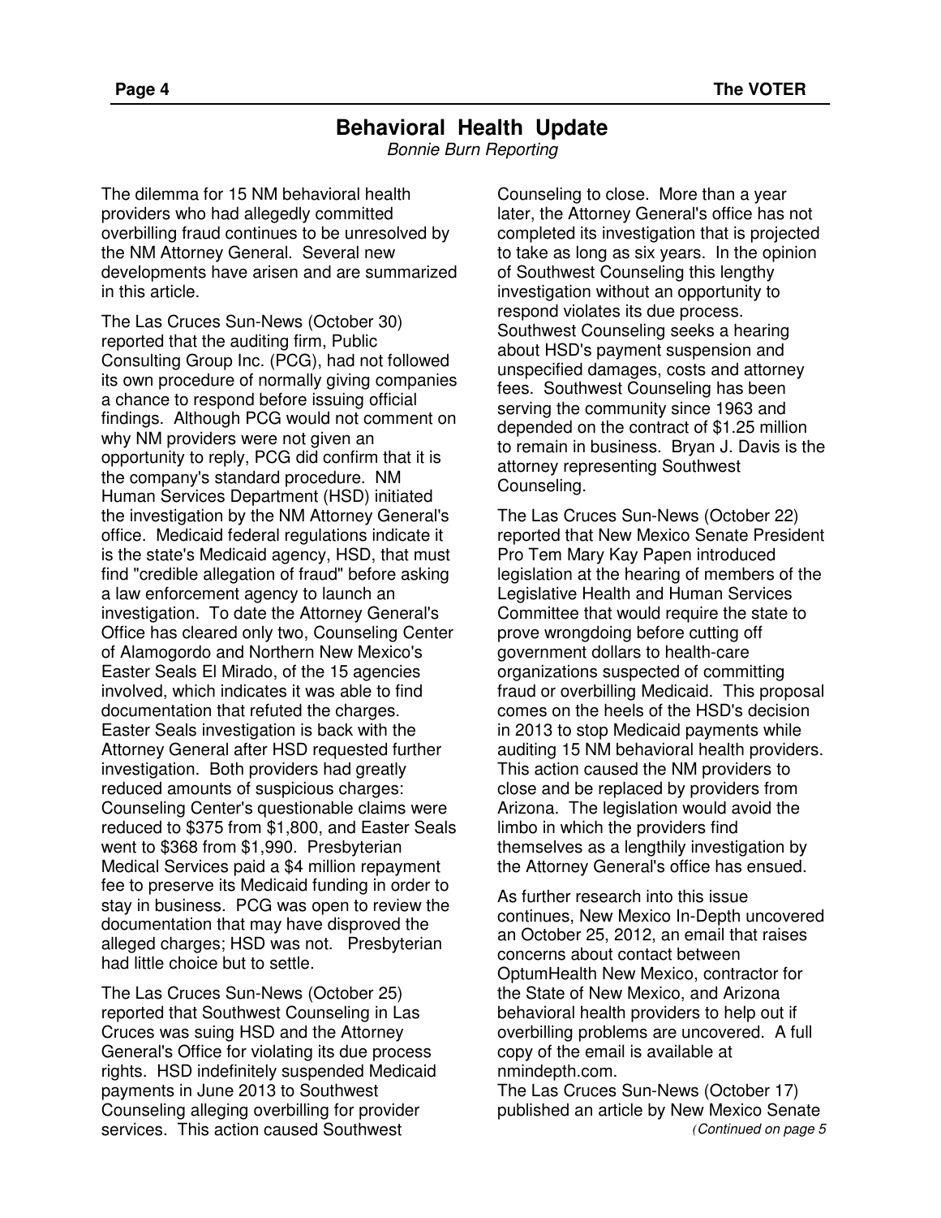## Behavioral Health Update

*Bonnie Burn Reporting*

The dilemma for 15 NM behavioral health providers who had allegedly committed overbilling fraud continues to be unresolved by the NM Attorney General. Several new developments have arisen and are summarized in this article.

The Las Cruces Sun-News (October 30) reported that the auditing firm, Public Consulting Group Inc. (PCG), had not followed its own procedure of normally giving companies a chance to respond before issuing official findings. Although PCG would not comment on why NM providers were not given an opportunity to reply, PCG did confirm that it is the company's standard procedure. NM Human Services Department (HSD) initiated the investigation by the NM Attorney General's office. Medicaid federal regulations indicate it is the state's Medicaid agency, HSD, that must find "credible allegation of fraud" before asking a law enforcement agency to launch an investigation. To date the Attorney General's Office has cleared only two, Counseling Center of Alamogordo and Northern New Mexico's Easter Seals El Mirado, of the 15 agencies involved, which indicates it was able to find documentation that refuted the charges. Easter Seals investigation is back with the Attorney General after HSD requested further investigation. Both providers had greatly reduced amounts of suspicious charges: Counseling Center's questionable claims were reduced to $375 from $1,800, and Easter Seals went to $368 from $1,990. Presbyterian Medical Services paid a $4 million repayment fee to preserve its Medicaid funding in order to stay in business. PCG was open to review the documentation that may have disproved the alleged charges; HSD was not. Presbyterian had little choice but to settle.

The Las Cruces Sun-News (October 25) reported that Southwest Counseling in Las Cruces was suing HSD and the Attorney General's Office for violating its due process rights. HSD indefinitely suspended Medicaid payments in June 2013 to Southwest Counseling alleging overbilling for provider services. This action caused Southwest Counseling to close. More than a year later, the Attorney General's office has not completed its investigation that is projected to take as long as six years. In the opinion of Southwest Counseling this lengthy investigation without an opportunity to respond violates its due process. Southwest Counseling seeks a hearing about HSD's payment suspension and unspecified damages, costs and attorney fees. Southwest Counseling has been serving the community since 1963 and depended on the contract of $1.25 million to remain in business. Bryan J. Davis is the attorney representing Southwest Counseling.

The Las Cruces Sun-News (October 22) reported that New Mexico Senate President Pro Tem Mary Kay Papen introduced legislation at the hearing of members of the Legislative Health and Human Services Committee that would require the state to prove wrongdoing before cutting off government dollars to health-care organizations suspected of committing fraud or overbilling Medicaid. This proposal comes on the heels of the HSD's decision in 2013 to stop Medicaid payments while auditing 15 NM behavioral health providers. This action caused the NM providers to close and be replaced by providers from Arizona. The legislation would avoid the limbo in which the providers find themselves as a lengthily investigation by the Attorney General's office has ensued.

As further research into this issue continues, New Mexico In-Depth uncovered an October 25, 2012, an email that raises concerns about contact between OptumHealth New Mexico, contractor for the State of New Mexico, and Arizona behavioral health providers to help out if overbilling problems are uncovered. A full copy of the email is available at nmindepth.com.

The Las Cruces Sun-News (October 17) published an article by New Mexico Senate

*(Continued on page 5*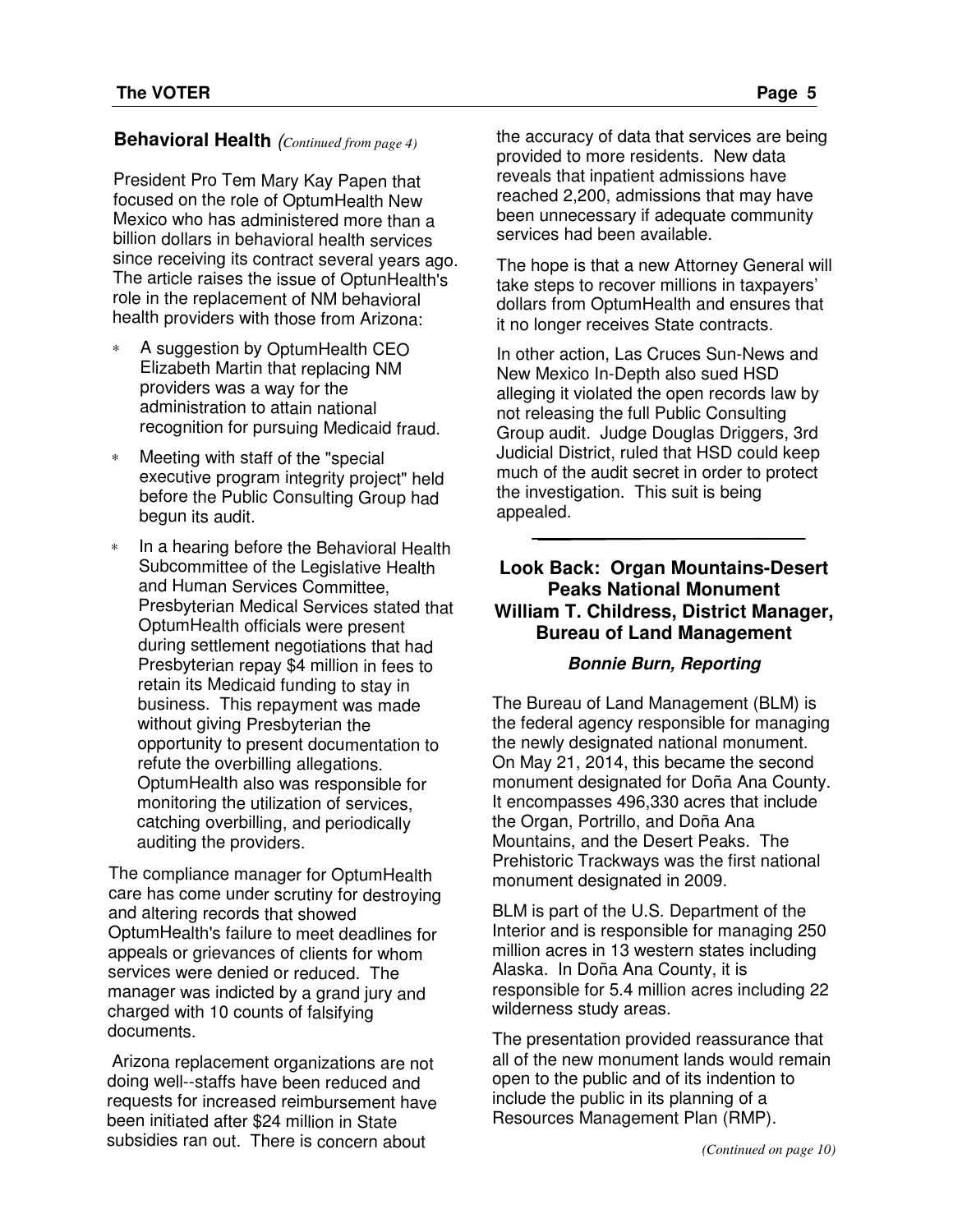## Behavioral Health *(Continued from page 4)*

President Pro Tem Mary Kay Papen that focused on the role of OptumHealth New Mexico who has administered more than a billion dollars in behavioral health services since receiving its contract several years ago. The article raises the issue of OptunHealth's role in the replacement of NM behavioral health providers with those from Arizona:

- A suggestion by OptumHealth CEO Elizabeth Martin that replacing NM providers was a way for the administration to attain national recognition for pursuing Medicaid fraud.
- Meeting with staff of the "special executive program integrity project" held before the Public Consulting Group had begun its audit.
- In a hearing before the Behavioral Health Subcommittee of the Legislative Health and Human Services Committee, Presbyterian Medical Services stated that OptumHealth officials were present during settlement negotiations that had Presbyterian repay $4 million in fees to retain its Medicaid funding to stay in business. This repayment was made without giving Presbyterian the opportunity to present documentation to refute the overbilling allegations. OptumHealth also was responsible for monitoring the utilization of services, catching overbilling, and periodically auditing the providers.

The compliance manager for OptumHealth care has come under scrutiny for destroying and altering records that showed OptumHealth's failure to meet deadlines for appeals or grievances of clients for whom services were denied or reduced. The manager was indicted by a grand jury and charged with 10 counts of falsifying documents.

Arizona replacement organizations are not doing well--staffs have been reduced and requests for increased reimbursement have been initiated after $24 million in State subsidies ran out. There is concern about the accuracy of data that services are being provided to more residents. New data reveals that inpatient admissions have reached 2,200, admissions that may have been unnecessary if adequate community services had been available.

The hope is that a new Attorney General will take steps to recover millions in taxpayers' dollars from OptumHealth and ensures that it no longer receives State contracts.

In other action, Las Cruces Sun-News and New Mexico In-Depth also sued HSD alleging it violated the open records law by not releasing the full Public Consulting Group audit. Judge Douglas Driggers, 3rd Judicial District, ruled that HSD could keep much of the audit secret in order to protect the investigation. This suit is being appealed.

---

## Look Back: Organ Mountains-Desert Peaks National Monument
## William T. Childress, District Manager, Bureau of Land Management

***Bonnie Burn, Reporting***

The Bureau of Land Management (BLM) is the federal agency responsible for managing the newly designated national monument. On May 21, 2014, this became the second monument designated for Doña Ana County. It encompasses 496,330 acres that include the Organ, Portrillo, and Doña Ana Mountains, and the Desert Peaks. The Prehistoric Trackways was the first national monument designated in 2009.

BLM is part of the U.S. Department of the Interior and is responsible for managing 250 million acres in 13 western states including Alaska. In Doña Ana County, it is responsible for 5.4 million acres including 22 wilderness study areas.

The presentation provided reassurance that all of the new monument lands would remain open to the public and of its indention to include the public in its planning of a Resources Management Plan (RMP).

*(Continued on page 10)*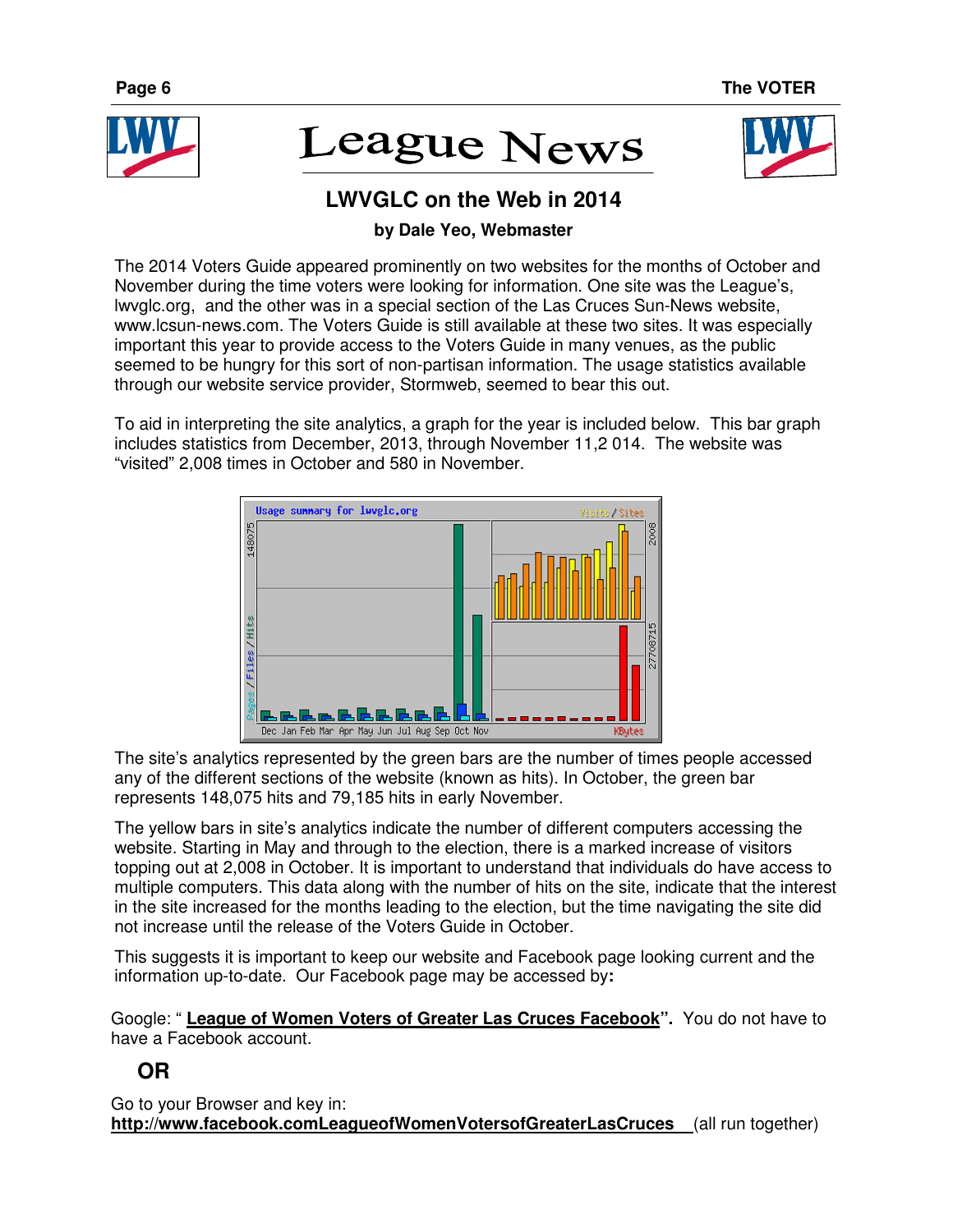# League News

## LWVGLC on the Web in 2014

**by Dale Yeo, Webmaster**

The 2014 Voters Guide appeared prominently on two websites for the months of October and November during the time voters were looking for information. One site was the League's, lwvglc.org, and the other was in a special section of the Las Cruces Sun-News website, www.lcsun-news.com. The Voters Guide is still available at these two sites. It was especially important this year to provide access to the Voters Guide in many venues, as the public seemed to be hungry for this sort of non-partisan information. The usage statistics available through our website service provider, Stormweb, seemed to bear this out.

To aid in interpreting the site analytics, a graph for the year is included below. This bar graph includes statistics from December, 2013, through November 11,2 014. The website was "visited" 2,008 times in October and 580 in November.

The site's analytics represented by the green bars are the number of times people accessed any of the different sections of the website (known as hits). In October, the green bar represents 148,075 hits and 79,185 hits in early November.

The yellow bars in site's analytics indicate the number of different computers accessing the website. Starting in May and through to the election, there is a marked increase of visitors topping out at 2,008 in October. It is important to understand that individuals do have access to multiple computers. This data along with the number of hits on the site, indicate that the interest in the site increased for the months leading to the election, but the time navigating the site did not increase until the release of the Voters Guide in October.

This suggests it is important to keep our website and Facebook page looking current and the information up-to-date. Our Facebook page may be accessed by**:**

Google: " **League of Women Voters of Greater Las Cruces Facebook".** You do not have to have a Facebook account.

**OR**

Go to your Browser and key in:
**http://www.facebook.comLeagueofWomenVotersofGreaterLasCruces** (all run together)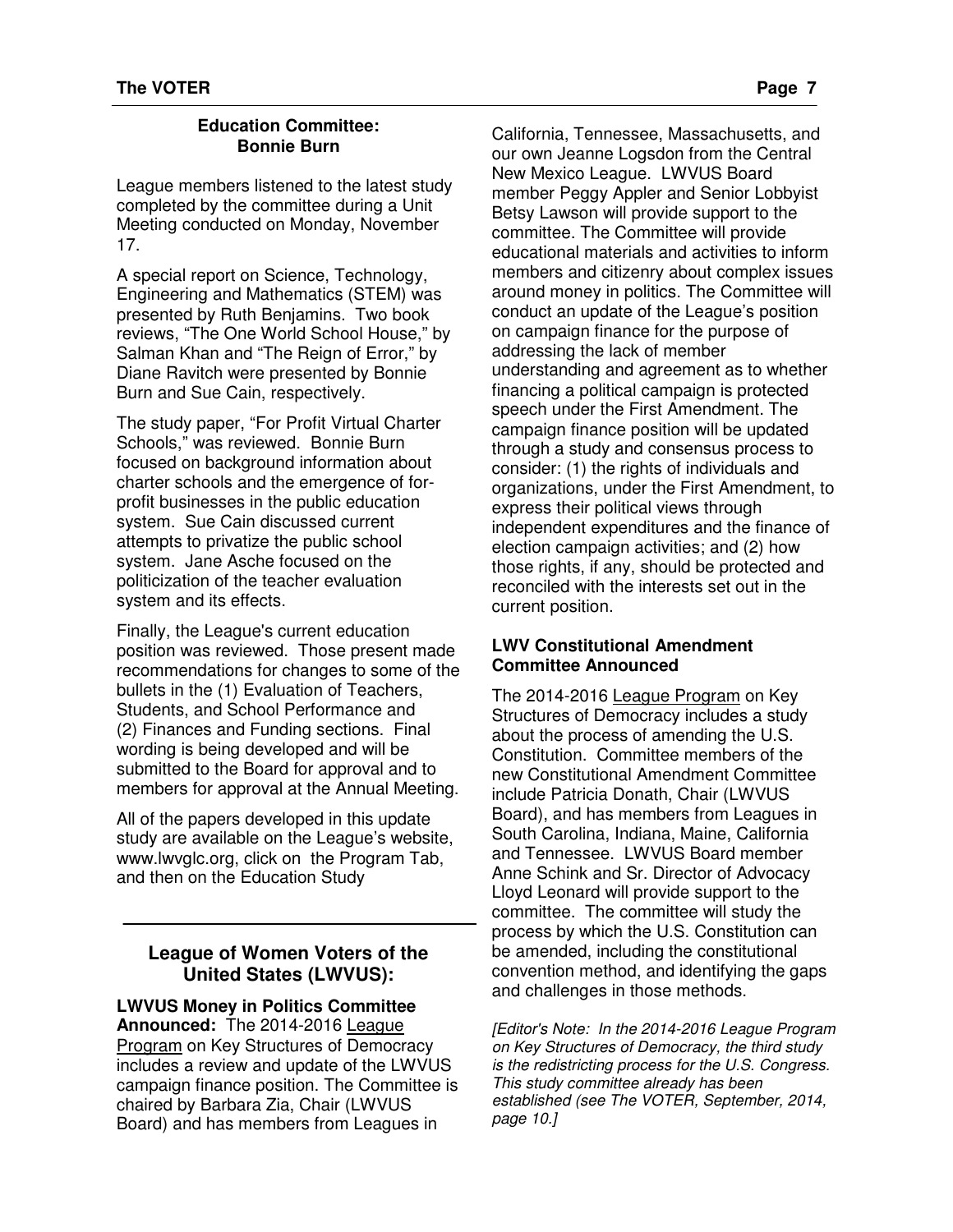### Education Committee: Bonnie Burn

League members listened to the latest study completed by the committee during a Unit Meeting conducted on Monday, November 17.

A special report on Science, Technology, Engineering and Mathematics (STEM) was presented by Ruth Benjamins. Two book reviews, "The One World School House," by Salman Khan and "The Reign of Error," by Diane Ravitch were presented by Bonnie Burn and Sue Cain, respectively.

The study paper, "For Profit Virtual Charter Schools," was reviewed. Bonnie Burn focused on background information about charter schools and the emergence of for-profit businesses in the public education system. Sue Cain discussed current attempts to privatize the public school system. Jane Asche focused on the politicization of the teacher evaluation system and its effects.

Finally, the League's current education position was reviewed. Those present made recommendations for changes to some of the bullets in the (1) Evaluation of Teachers, Students, and School Performance and (2) Finances and Funding sections. Final wording is being developed and will be submitted to the Board for approval and to members for approval at the Annual Meeting.

All of the papers developed in this update study are available on the League's website, www.lwvglc.org, click on the Program Tab, and then on the Education Study

---

## League of Women Voters of the United States (LWVUS):

**LWVUS Money in Politics Committee Announced:** The 2014-2016 League Program on Key Structures of Democracy includes a review and update of the LWVUS campaign finance position. The Committee is chaired by Barbara Zia, Chair (LWVUS Board) and has members from Leagues in California, Tennessee, Massachusetts, and our own Jeanne Logsdon from the Central New Mexico League. LWVUS Board member Peggy Appler and Senior Lobbyist Betsy Lawson will provide support to the committee. The Committee will provide educational materials and activities to inform members and citizenry about complex issues around money in politics. The Committee will conduct an update of the League's position on campaign finance for the purpose of addressing the lack of member understanding and agreement as to whether financing a political campaign is protected speech under the First Amendment. The campaign finance position will be updated through a study and consensus process to consider: (1) the rights of individuals and organizations, under the First Amendment, to express their political views through independent expenditures and the finance of election campaign activities; and (2) how those rights, if any, should be protected and reconciled with the interests set out in the current position.

**LWV Constitutional Amendment Committee Announced**

The 2014-2016 League Program on Key Structures of Democracy includes a study about the process of amending the U.S. Constitution. Committee members of the new Constitutional Amendment Committee include Patricia Donath, Chair (LWVUS Board), and has members from Leagues in South Carolina, Indiana, Maine, California and Tennessee. LWVUS Board member Anne Schink and Sr. Director of Advocacy Lloyd Leonard will provide support to the committee. The committee will study the process by which the U.S. Constitution can be amended, including the constitutional convention method, and identifying the gaps and challenges in those methods.

*[Editor's Note: In the 2014-2016 League Program on Key Structures of Democracy, the third study is the redistricting process for the U.S. Congress. This study committee already has been established (see The VOTER, September, 2014, page 10.]*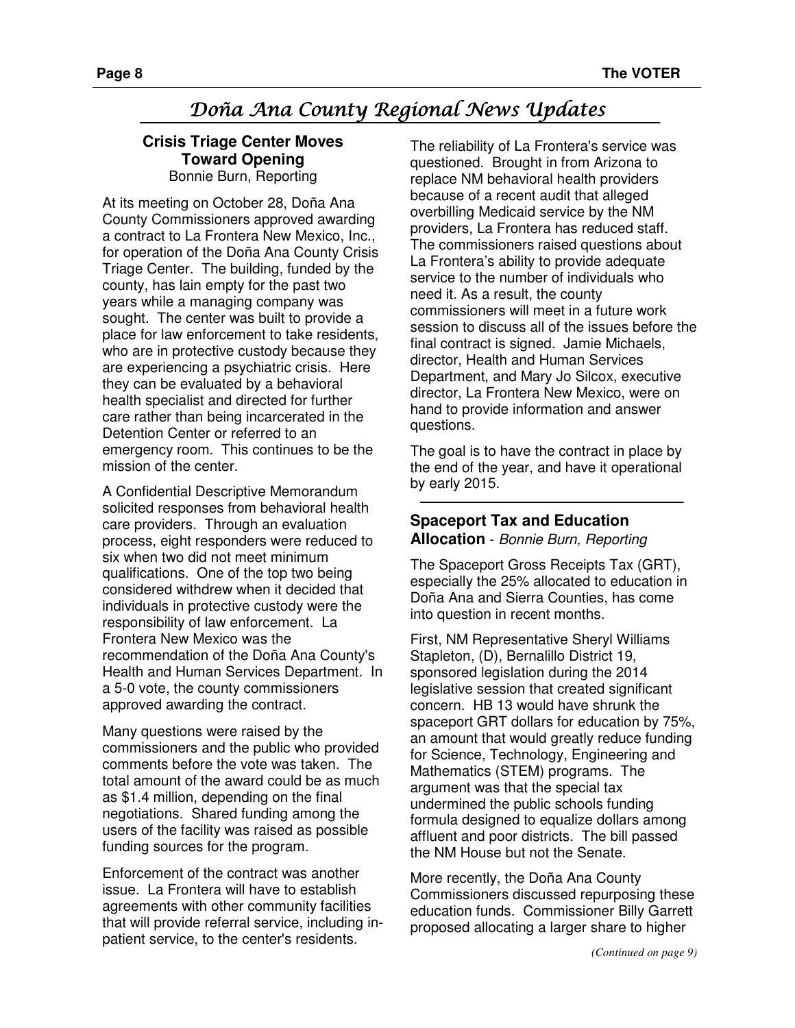# Doña Ana County Regional News Updates

## Crisis Triage Center Moves Toward Opening

Bonnie Burn, Reporting

At its meeting on October 28, Doña Ana County Commissioners approved awarding a contract to La Frontera New Mexico, Inc., for operation of the Doña Ana County Crisis Triage Center. The building, funded by the county, has lain empty for the past two years while a managing company was sought. The center was built to provide a place for law enforcement to take residents, who are in protective custody because they are experiencing a psychiatric crisis. Here they can be evaluated by a behavioral health specialist and directed for further care rather than being incarcerated in the Detention Center or referred to an emergency room. This continues to be the mission of the center.

A Confidential Descriptive Memorandum solicited responses from behavioral health care providers. Through an evaluation process, eight responders were reduced to six when two did not meet minimum qualifications. One of the top two being considered withdrew when it decided that individuals in protective custody were the responsibility of law enforcement. La Frontera New Mexico was the recommendation of the Doña Ana County's Health and Human Services Department. In a 5-0 vote, the county commissioners approved awarding the contract.

Many questions were raised by the commissioners and the public who provided comments before the vote was taken. The total amount of the award could be as much as $1.4 million, depending on the final negotiations. Shared funding among the users of the facility was raised as possible funding sources for the program.

Enforcement of the contract was another issue. La Frontera will have to establish agreements with other community facilities that will provide referral service, including in-patient service, to the center's residents.

The reliability of La Frontera's service was questioned. Brought in from Arizona to replace NM behavioral health providers because of a recent audit that alleged overbilling Medicaid service by the NM providers, La Frontera has reduced staff. The commissioners raised questions about La Frontera's ability to provide adequate service to the number of individuals who need it. As a result, the county commissioners will meet in a future work session to discuss all of the issues before the final contract is signed. Jamie Michaels, director, Health and Human Services Department, and Mary Jo Silcox, executive director, La Frontera New Mexico, were on hand to provide information and answer questions.

The goal is to have the contract in place by the end of the year, and have it operational by early 2015.

## Spaceport Tax and Education Allocation - *Bonnie Burn, Reporting*

The Spaceport Gross Receipts Tax (GRT), especially the 25% allocated to education in Doña Ana and Sierra Counties, has come into question in recent months.

First, NM Representative Sheryl Williams Stapleton, (D), Bernalillo District 19, sponsored legislation during the 2014 legislative session that created significant concern. HB 13 would have shrunk the spaceport GRT dollars for education by 75%, an amount that would greatly reduce funding for Science, Technology, Engineering and Mathematics (STEM) programs. The argument was that the special tax undermined the public schools funding formula designed to equalize dollars among affluent and poor districts. The bill passed the NM House but not the Senate.

More recently, the Doña Ana County Commissioners discussed repurposing these education funds. Commissioner Billy Garrett proposed allocating a larger share to higher

*(Continued on page 9)*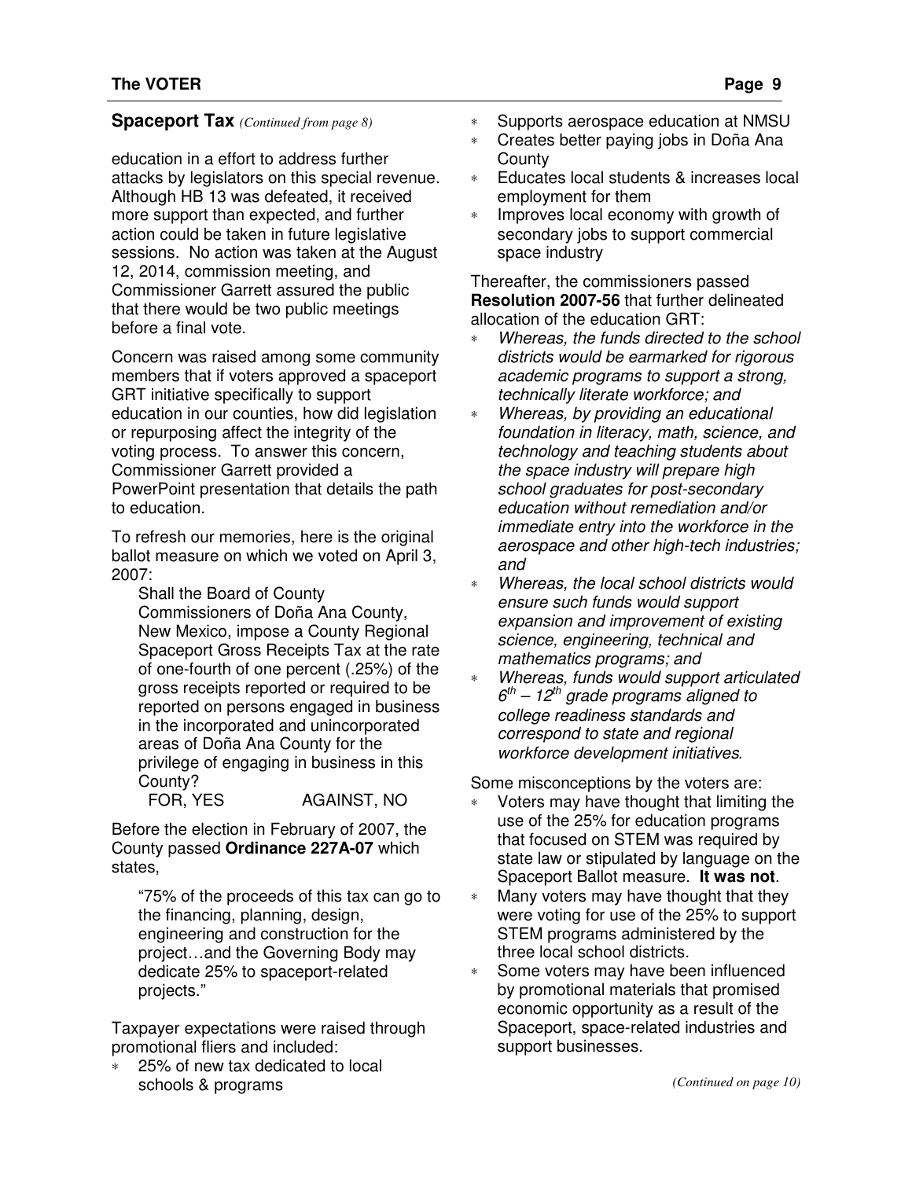## Spaceport Tax *(Continued from page 8)*

education in a effort to address further attacks by legislators on this special revenue. Although HB 13 was defeated, it received more support than expected, and further action could be taken in future legislative sessions. No action was taken at the August 12, 2014, commission meeting, and Commissioner Garrett assured the public that there would be two public meetings before a final vote.

Concern was raised among some community members that if voters approved a spaceport GRT initiative specifically to support education in our counties, how did legislation or repurposing affect the integrity of the voting process. To answer this concern, Commissioner Garrett provided a PowerPoint presentation that details the path to education.

To refresh our memories, here is the original ballot measure on which we voted on April 3, 2007:

> Shall the Board of County Commissioners of Doña Ana County, New Mexico, impose a County Regional Spaceport Gross Receipts Tax at the rate of one-fourth of one percent (.25%) of the gross receipts reported or required to be reported on persons engaged in business in the incorporated and unincorporated areas of Doña Ana County for the privilege of engaging in business in this County?
>
> FOR, YES AGAINST, NO

Before the election in February of 2007, the County passed **Ordinance 227A-07** which states,

> "75% of the proceeds of this tax can go to the financing, planning, design, engineering and construction for the project…and the Governing Body may dedicate 25% to spaceport-related projects."

Taxpayer expectations were raised through promotional fliers and included:

- 25% of new tax dedicated to local schools & programs
- Supports aerospace education at NMSU
- Creates better paying jobs in Doña Ana County
- Educates local students & increases local employment for them
- Improves local economy with growth of secondary jobs to support commercial space industry

Thereafter, the commissioners passed **Resolution 2007-56** that further delineated allocation of the education GRT:

- *Whereas, the funds directed to the school districts would be earmarked for rigorous academic programs to support a strong, technically literate workforce; and*
- *Whereas, by providing an educational foundation in literacy, math, science, and technology and teaching students about the space industry will prepare high school graduates for post-secondary education without remediation and/or immediate entry into the workforce in the aerospace and other high-tech industries; and*
- *Whereas, the local school districts would ensure such funds would support expansion and improvement of existing science, engineering, technical and mathematics programs; and*
- *Whereas, funds would support articulated 6th – 12th grade programs aligned to college readiness standards and correspond to state and regional workforce development initiatives.*

Some misconceptions by the voters are:

- Voters may have thought that limiting the use of the 25% for education programs that focused on STEM was required by state law or stipulated by language on the Spaceport Ballot measure. **It was not**.
- Many voters may have thought that they were voting for use of the 25% to support STEM programs administered by the three local school districts.
- Some voters may have been influenced by promotional materials that promised economic opportunity as a result of the Spaceport, space-related industries and support businesses.

*(Continued on page 10)*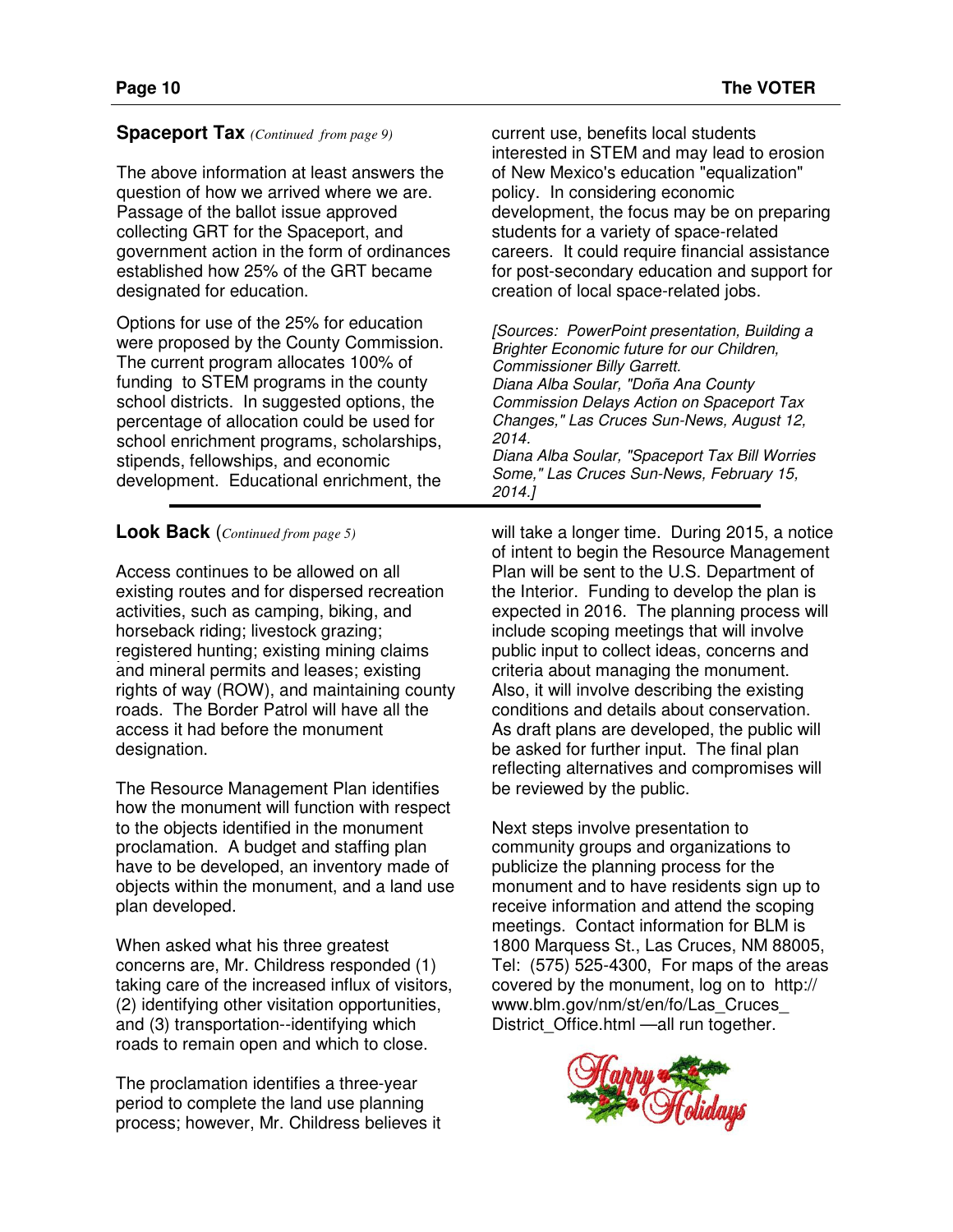## Spaceport Tax *(Continued from page 9)*

The above information at least answers the question of how we arrived where we are. Passage of the ballot issue approved collecting GRT for the Spaceport, and government action in the form of ordinances established how 25% of the GRT became designated for education.

Options for use of the 25% for education were proposed by the County Commission. The current program allocates 100% of funding to STEM programs in the county school districts. In suggested options, the percentage of allocation could be used for school enrichment programs, scholarships, stipends, fellowships, and economic development. Educational enrichment, the current use, benefits local students interested in STEM and may lead to erosion of New Mexico's education "equalization" policy. In considering economic development, the focus may be on preparing students for a variety of space-related careers. It could require financial assistance for post-secondary education and support for creation of local space-related jobs.

*[Sources: PowerPoint presentation, Building a Brighter Economic future for our Children, Commissioner Billy Garrett.*
*Diana Alba Soular, "Doña Ana County Commission Delays Action on Spaceport Tax Changes," Las Cruces Sun-News, August 12, 2014.*
*Diana Alba Soular, "Spaceport Tax Bill Worries Some," Las Cruces Sun-News, February 15, 2014.]*

## Look Back (*Continued from page 5)*

Access continues to be allowed on all existing routes and for dispersed recreation activities, such as camping, biking, and horseback riding; livestock grazing; registered hunting; existing mining claims and mineral permits and leases; existing rights of way (ROW), and maintaining county roads. The Border Patrol will have all the access it had before the monument designation.

The Resource Management Plan identifies how the monument will function with respect to the objects identified in the monument proclamation. A budget and staffing plan have to be developed, an inventory made of objects within the monument, and a land use plan developed.

When asked what his three greatest concerns are, Mr. Childress responded (1) taking care of the increased influx of visitors, (2) identifying other visitation opportunities, and (3) transportation--identifying which roads to remain open and which to close.

The proclamation identifies a three-year period to complete the land use planning process; however, Mr. Childress believes it will take a longer time. During 2015, a notice of intent to begin the Resource Management Plan will be sent to the U.S. Department of the Interior. Funding to develop the plan is expected in 2016. The planning process will include scoping meetings that will involve public input to collect ideas, concerns and criteria about managing the monument. Also, it will involve describing the existing conditions and details about conservation. As draft plans are developed, the public will be asked for further input. The final plan reflecting alternatives and compromises will be reviewed by the public.

Next steps involve presentation to community groups and organizations to publicize the planning process for the monument and to have residents sign up to receive information and attend the scoping meetings. Contact information for BLM is 1800 Marquess St., Las Cruces, NM 88005, Tel: (575) 525-4300, For maps of the areas covered by the monument, log on to http://www.blm.gov/nm/st/en/fo/Las_Cruces_District_Office.html —all run together.

Happy Holidays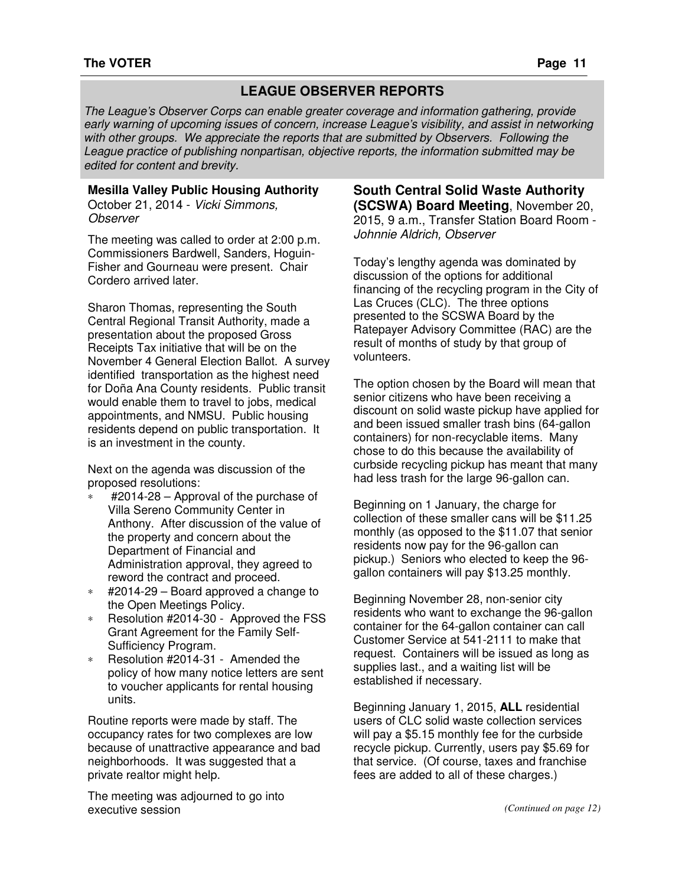## LEAGUE OBSERVER REPORTS

*The League's Observer Corps can enable greater coverage and information gathering, provide early warning of upcoming issues of concern, increase League's visibility, and assist in networking with other groups. We appreciate the reports that are submitted by Observers. Following the League practice of publishing nonpartisan, objective reports, the information submitted may be edited for content and brevity.*

**Mesilla Valley Public Housing Authority**
October 21, 2014 - *Vicki Simmons, Observer*

The meeting was called to order at 2:00 p.m. Commissioners Bardwell, Sanders, Hoguin-Fisher and Gourneau were present. Chair Cordero arrived later.

Sharon Thomas, representing the South Central Regional Transit Authority, made a presentation about the proposed Gross Receipts Tax initiative that will be on the November 4 General Election Ballot. A survey identified transportation as the highest need for Doña Ana County residents. Public transit would enable them to travel to jobs, medical appointments, and NMSU. Public housing residents depend on public transportation. It is an investment in the county.

Next on the agenda was discussion of the proposed resolutions:

- #2014-28 – Approval of the purchase of Villa Sereno Community Center in Anthony. After discussion of the value of the property and concern about the Department of Financial and Administration approval, they agreed to reword the contract and proceed.
- #2014-29 – Board approved a change to the Open Meetings Policy.
- Resolution #2014-30 - Approved the FSS Grant Agreement for the Family Self-Sufficiency Program.
- Resolution #2014-31 - Amended the policy of how many notice letters are sent to voucher applicants for rental housing units.

Routine reports were made by staff. The occupancy rates for two complexes are low because of unattractive appearance and bad neighborhoods. It was suggested that a private realtor might help.

The meeting was adjourned to go into executive session

**South Central Solid Waste Authority (SCSWA) Board Meeting**, November 20, 2015, 9 a.m., Transfer Station Board Room - *Johnnie Aldrich, Observer*

Today's lengthy agenda was dominated by discussion of the options for additional financing of the recycling program in the City of Las Cruces (CLC). The three options presented to the SCSWA Board by the Ratepayer Advisory Committee (RAC) are the result of months of study by that group of volunteers.

The option chosen by the Board will mean that senior citizens who have been receiving a discount on solid waste pickup have applied for and been issued smaller trash bins (64-gallon containers) for non-recyclable items. Many chose to do this because the availability of curbside recycling pickup has meant that many had less trash for the large 96-gallon can.

Beginning on 1 January, the charge for collection of these smaller cans will be $11.25 monthly (as opposed to the $11.07 that senior residents now pay for the 96-gallon can pickup.) Seniors who elected to keep the 96-gallon containers will pay $13.25 monthly.

Beginning November 28, non-senior city residents who want to exchange the 96-gallon container for the 64-gallon container can call Customer Service at 541-2111 to make that request. Containers will be issued as long as supplies last., and a waiting list will be established if necessary.

Beginning January 1, 2015, **ALL** residential users of CLC solid waste collection services will pay a $5.15 monthly fee for the curbside recycle pickup. Currently, users pay $5.69 for that service. (Of course, taxes and franchise fees are added to all of these charges.)

*(Continued on page 12)*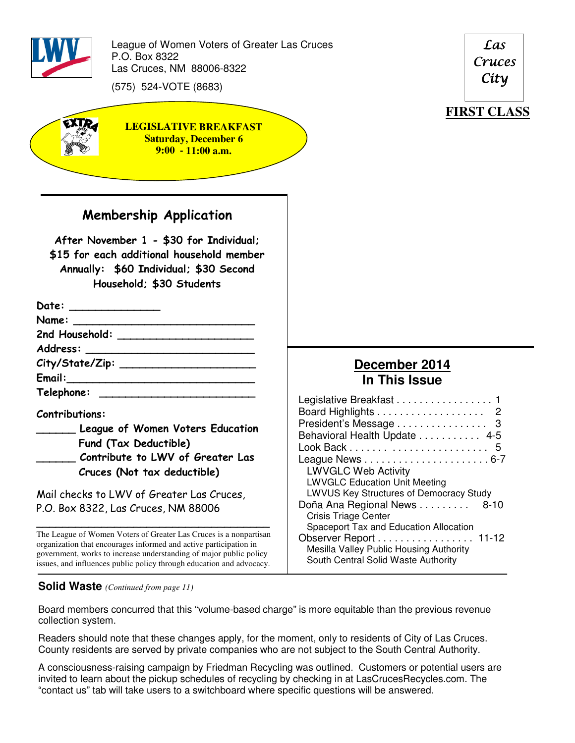League of Women Voters of Greater Las Cruces
P.O. Box 8322
Las Cruces, NM 88006-8322

(575) 524-VOTE (8683)

Las Cruces City

**FIRST CLASS**

**LEGISLATIVE BREAKFAST**
**Saturday, December 6**
**9:00 - 11:00 a.m.**

## Membership Application

**After November 1 - $30 for Individual; $15 for each additional household member**
**Annually: $60 Individual; $30 Second Household; $30 Students**

Date: ______________
Name: ____________________________
2nd Household: _____________________
Address: __________________________
City/State/Zip: _____________________
Email: ____________________________
Telephone: ________________________

Contributions:
______ League of Women Voters Education Fund (Tax Deductible)
______ Contribute to LWV of Greater Las Cruces (Not tax deductible)

Mail checks to LWV of Greater Las Cruces, P.O. Box 8322, Las Cruces, NM 88006

The League of Women Voters of Greater Las Cruces is a nonpartisan organization that encourages informed and active participation in government, works to increase understanding of major public policy issues, and influences public policy through education and advocacy.

## December 2014
## In This Issue

- Legislative Breakfast . . . . . . . . . . . . . . . . . 1
- Board Highlights . . . . . . . . . . . . . . . . . . . 2
- President's Message . . . . . . . . . . . . . . . . 3
- Behavioral Health Update . . . . . . . . . . . 4-5
- Look Back . . . . . . . . . . . . . . . . . . . . . . . . 5
- League News . . . . . . . . . . . . . . . . . . . . . . 6-7
  - LWVGLC Web Activity
  - LWVGLC Education Unit Meeting
  - LWVUS Key Structures of Democracy Study
- Doña Ana Regional News . . . . . . . . . 8-10
  - Crisis Triage Center
  - Spaceport Tax and Education Allocation
- Observer Report . . . . . . . . . . . . . . . . . 11-12
  - Mesilla Valley Public Housing Authority
  - South Central Solid Waste Authority

### Solid Waste *(Continued from page 11)*

Board members concurred that this "volume-based charge" is more equitable than the previous revenue collection system.

Readers should note that these changes apply, for the moment, only to residents of City of Las Cruces. County residents are served by private companies who are not subject to the South Central Authority.

A consciousness-raising campaign by Friedman Recycling was outlined. Customers or potential users are invited to learn about the pickup schedules of recycling by checking in at LasCrucesRecycles.com. The "contact us" tab will take users to a switchboard where specific questions will be answered.